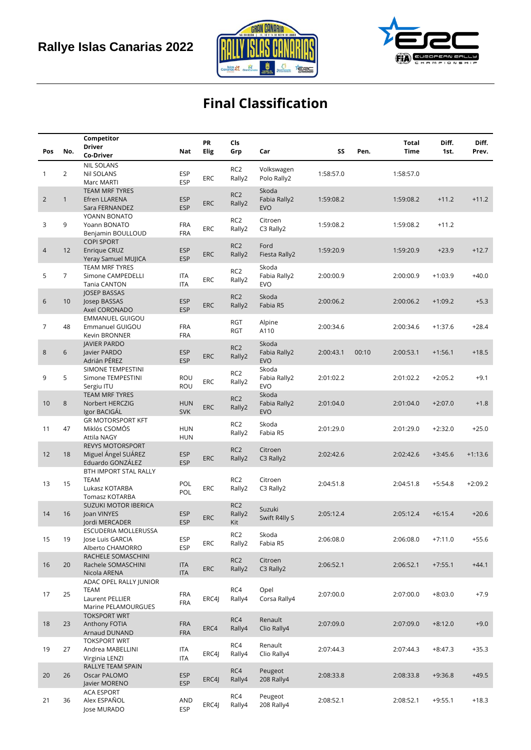# Rallye Islas Canarias 2022

## Final Classification

| Pos | No. | Competitor Driver Co-Driver | Nat | PR Elig | Cls Grp | Car | SS | Pen. | Total Time | Diff. 1st. | Diff. Prev. |
|---|---|---|---|---|---|---|---|---|---|---|---|
| 1 | 2 | NIL SOLANS<br>Nil SOLANS<br>Marc MARTI | ESP<br>ESP | ERC | RC2<br>Rally2 | Volkswagen Polo Rally2 | 1:58:57.0 | | 1:58:57.0 | | |
| 2 | 1 | TEAM MRF TYRES<br>Efren LLARENA<br>Sara FERNANDEZ | ESP<br>ESP | ERC | RC2<br>Rally2 | Skoda Fabia Rally2 EVO | 1:59:08.2 | | 1:59:08.2 | +11.2 | +11.2 |
| 3 | 9 | YOANN BONATO<br>Yoann BONATO<br>Benjamin BOULLOUD | FRA<br>FRA | ERC | RC2<br>Rally2 | Citroen C3 Rally2 | 1:59:08.2 | | 1:59:08.2 | +11.2 | |
| 4 | 12 | COPI SPORT<br>Enrique CRUZ<br>Yeray Samuel MUJICA | ESP<br>ESP | ERC | RC2<br>Rally2 | Ford Fiesta Rally2 | 1:59:20.9 | | 1:59:20.9 | +23.9 | +12.7 |
| 5 | 7 | TEAM MRF TYRES<br>Simone CAMPEDELLI<br>Tania CANTON | ITA<br>ITA | ERC | RC2<br>Rally2 | Skoda Fabia Rally2 EVO | 2:00:00.9 | | 2:00:00.9 | +1:03.9 | +40.0 |
| 6 | 10 | JOSEP BASSAS<br>Josep BASSAS<br>Axel CORONADO | ESP<br>ESP | ERC | RC2<br>Rally2 | Skoda Fabia R5 | 2:00:06.2 | | 2:00:06.2 | +1:09.2 | +5.3 |
| 7 | 48 | EMMANUEL GUIGOU<br>Emmanuel GUIGOU<br>Kevin BRONNER | FRA<br>FRA | | RGT<br>RGT | Alpine A110 | 2:00:34.6 | | 2:00:34.6 | +1:37.6 | +28.4 |
| 8 | 6 | JAVIER PARDO<br>Javier PARDO<br>Adrián PÉREZ | ESP<br>ESP | ERC | RC2<br>Rally2 | Skoda Fabia Rally2 EVO | 2:00:43.1 | 00:10 | 2:00:53.1 | +1:56.1 | +18.5 |
| 9 | 5 | SIMONE TEMPESTINI<br>Simone TEMPESTINI<br>Sergiu ITU | ROU<br>ROU | ERC | RC2<br>Rally2 | Skoda Fabia Rally2 EVO | 2:01:02.2 | | 2:01:02.2 | +2:05.2 | +9.1 |
| 10 | 8 | TEAM MRF TYRES<br>Norbert HERCZIG<br>Igor BACIGÁL | HUN<br>SVK | ERC | RC2<br>Rally2 | Skoda Fabia Rally2 EVO | 2:01:04.0 | | 2:01:04.0 | +2:07.0 | +1.8 |
| 11 | 47 | GR MOTORSPORT KFT<br>Miklós CSOMÓS<br>Attila NAGY | HUN<br>HUN | | RC2<br>Rally2 | Skoda Fabia R5 | 2:01:29.0 | | 2:01:29.0 | +2:32.0 | +25.0 |
| 12 | 18 | REVYS MOTORSPORT<br>Miguel Ángel SUÁREZ<br>Eduardo GONZÁLEZ | ESP<br>ESP | ERC | RC2<br>Rally2 | Citroen C3 Rally2 | 2:02:42.6 | | 2:02:42.6 | +3:45.6 | +1:13.6 |
| 13 | 15 | BTH IMPORT STAL RALLY TEAM<br>Lukasz KOTARBA<br>Tomasz KOTARBA | POL<br>POL | ERC | RC2<br>Rally2 | Citroen C3 Rally2 | 2:04:51.8 | | 2:04:51.8 | +5:54.8 | +2:09.2 |
| 14 | 16 | SUZUKI MOTOR IBERICA<br>Joan VINYES<br>Jordi MERCADER | ESP<br>ESP | ERC | RC2<br>Rally2 Kit | Suzuki Swift R4lly S | 2:05:12.4 | | 2:05:12.4 | +6:15.4 | +20.6 |
| 15 | 19 | ESCUDERIA MOLLERUSSA<br>Jose Luis GARCIA<br>Alberto CHAMORRO | ESP<br>ESP | ERC | RC2<br>Rally2 | Skoda Fabia R5 | 2:06:08.0 | | 2:06:08.0 | +7:11.0 | +55.6 |
| 16 | 20 | RACHELE SOMASCHINI<br>Rachele SOMASCHINI<br>Nicola ARENA | ITA<br>ITA | ERC | RC2<br>Rally2 | Citroen C3 Rally2 | 2:06:52.1 | | 2:06:52.1 | +7:55.1 | +44.1 |
| 17 | 25 | ADAC OPEL RALLY JUNIOR TEAM<br>Laurent PELLIER<br>Marine PELAMOURGUES | FRA<br>FRA | ERC4J | RC4<br>Rally4 | Opel Corsa Rally4 | 2:07:00.0 | | 2:07:00.0 | +8:03.0 | +7.9 |
| 18 | 23 | TOKSPORT WRT<br>Anthony FOTIA<br>Arnaud DUNAND | FRA<br>FRA | ERC4 | RC4<br>Rally4 | Renault Clio Rally4 | 2:07:09.0 | | 2:07:09.0 | +8:12.0 | +9.0 |
| 19 | 27 | TOKSPORT WRT<br>Andrea MABELLINI<br>Virginia LENZI | ITA<br>ITA | ERC4J | RC4<br>Rally4 | Renault Clio Rally4 | 2:07:44.3 | | 2:07:44.3 | +8:47.3 | +35.3 |
| 20 | 26 | RALLYE TEAM SPAIN<br>Oscar PALOMO<br>Javier MORENO | ESP<br>ESP | ERC4J | RC4<br>Rally4 | Peugeot 208 Rally4 | 2:08:33.8 | | 2:08:33.8 | +9:36.8 | +49.5 |
| 21 | 36 | ACA ESPORT<br>Alex ESPAÑOL<br>Jose MURADO | AND<br>ESP | ERC4J | RC4<br>Rally4 | Peugeot 208 Rally4 | 2:08:52.1 | | 2:08:52.1 | +9:55.1 | +18.3 |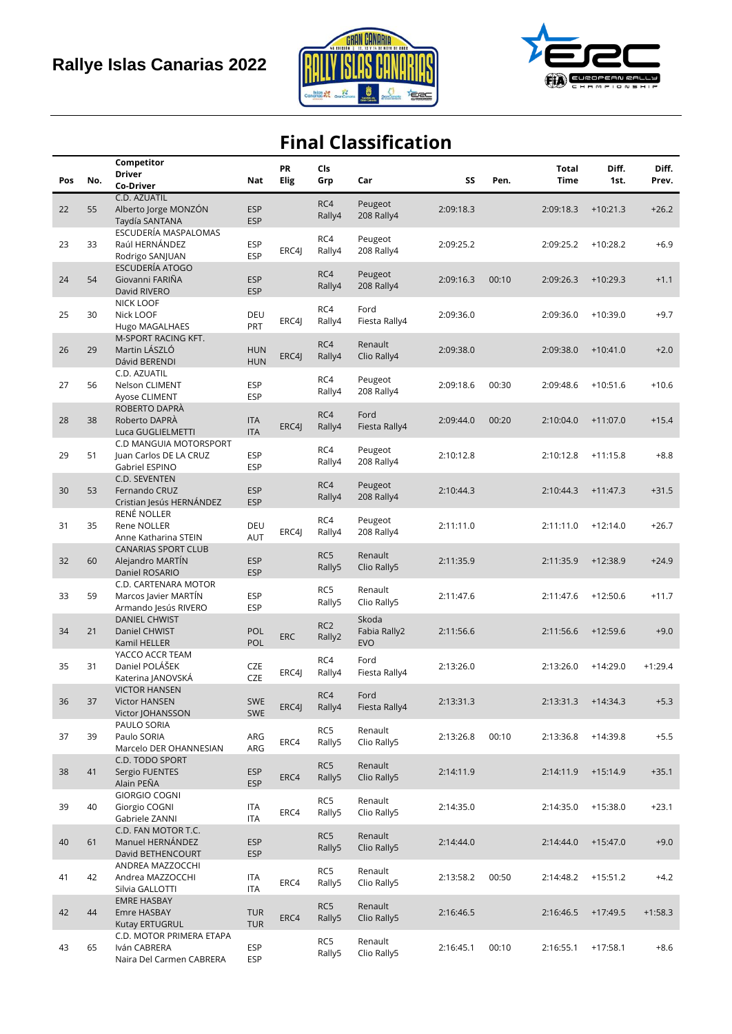Rallye Islas Canarias 2022

# Final Classification

| Pos | No. | Competitor<br>Driver<br>Co-Driver | Nat | PR Elig | Cls Grp | Car | SS | Pen. | Total Time | Diff. 1st. | Diff. Prev. |
|---|---|---|---|---|---|---|---|---|---|---|---|
| 22 | 55 | C.D. AZUATIL<br>Alberto Jorge MONZÓN<br>Taydía SANTANA | ESP<br>ESP | | RC4<br>Rally4 | Peugeot<br>208 Rally4 | 2:09:18.3 | | 2:09:18.3 | +10:21.3 | +26.2 |
| 23 | 33 | ESCUDERÍA MASPALOMAS<br>Raúl HERNÁNDEZ<br>Rodrigo SANJUAN | ESP<br>ESP | ERC4J | RC4<br>Rally4 | Peugeot<br>208 Rally4 | 2:09:25.2 | | 2:09:25.2 | +10:28.2 | +6.9 |
| 24 | 54 | ESCUDERÍA ATOGO<br>Giovanni FARIÑA<br>David RIVERO | ESP<br>ESP | | RC4<br>Rally4 | Peugeot<br>208 Rally4 | 2:09:16.3 | 00:10 | 2:09:26.3 | +10:29.3 | +1.1 |
| 25 | 30 | NICK LOOF<br>Nick LOOF<br>Hugo MAGALHAES | DEU<br>PRT | ERC4J | RC4<br>Rally4 | Ford<br>Fiesta Rally4 | 2:09:36.0 | | 2:09:36.0 | +10:39.0 | +9.7 |
| 26 | 29 | M-SPORT RACING KFT.<br>Martin LÁSZLÓ<br>Dávid BERENDI | HUN<br>HUN | ERC4J | RC4<br>Rally4 | Renault<br>Clio Rally4 | 2:09:38.0 | | 2:09:38.0 | +10:41.0 | +2.0 |
| 27 | 56 | C.D. AZUATIL<br>Nelson CLIMENT<br>Ayose CLIMENT | ESP<br>ESP | | RC4<br>Rally4 | Peugeot<br>208 Rally4 | 2:09:18.6 | 00:30 | 2:09:48.6 | +10:51.6 | +10.6 |
| 28 | 38 | ROBERTO DAPRÀ<br>Roberto DAPRÀ<br>Luca GUGLIELMETTI | ITA<br>ITA | ERC4J | RC4<br>Rally4 | Ford<br>Fiesta Rally4 | 2:09:44.0 | 00:20 | 2:10:04.0 | +11:07.0 | +15.4 |
| 29 | 51 | C.D MANGUIA MOTORSPORT<br>Juan Carlos DE LA CRUZ<br>Gabriel ESPINO | ESP<br>ESP | | RC4<br>Rally4 | Peugeot<br>208 Rally4 | 2:10:12.8 | | 2:10:12.8 | +11:15.8 | +8.8 |
| 30 | 53 | C.D. SEVENTEN<br>Fernando CRUZ<br>Cristian Jesús HERNÁNDEZ | ESP<br>ESP | | RC4<br>Rally4 | Peugeot<br>208 Rally4 | 2:10:44.3 | | 2:10:44.3 | +11:47.3 | +31.5 |
| 31 | 35 | RENÉ NOLLER<br>Rene NOLLER<br>Anne Katharina STEIN | DEU<br>AUT | ERC4J | RC4<br>Rally4 | Peugeot<br>208 Rally4 | 2:11:11.0 | | 2:11:11.0 | +12:14.0 | +26.7 |
| 32 | 60 | CANARIAS SPORT CLUB<br>Alejandro MARTÍN<br>Daniel ROSARIO | ESP<br>ESP | | RC5<br>Rally5 | Renault<br>Clio Rally5 | 2:11:35.9 | | 2:11:35.9 | +12:38.9 | +24.9 |
| 33 | 59 | C.D. CARTENARA MOTOR<br>Marcos Javier MARTÍN<br>Armando Jesús RIVERO | ESP<br>ESP | | RC5<br>Rally5 | Renault<br>Clio Rally5 | 2:11:47.6 | | 2:11:47.6 | +12:50.6 | +11.7 |
| 34 | 21 | DANIEL CHWIST<br>Daniel CHWIST<br>Kamil HELLER | POL<br>POL | ERC | RC2<br>Rally2 | Skoda<br>Fabia Rally2 EVO | 2:11:56.6 | | 2:11:56.6 | +12:59.6 | +9.0 |
| 35 | 31 | YACCO ACCR TEAM<br>Daniel POLÁŠEK<br>Katerina JANOVSKÁ | CZE<br>CZE | ERC4J | RC4<br>Rally4 | Ford<br>Fiesta Rally4 | 2:13:26.0 | | 2:13:26.0 | +14:29.0 | +1:29.4 |
| 36 | 37 | VICTOR HANSEN<br>Victor HANSEN<br>Victor JOHANSSON | SWE<br>SWE | ERC4J | RC4<br>Rally4 | Ford<br>Fiesta Rally4 | 2:13:31.3 | | 2:13:31.3 | +14:34.3 | +5.3 |
| 37 | 39 | PAULO SORIA<br>Paulo SORIA<br>Marcelo DER OHANNESIAN | ARG<br>ARG | ERC4 | RC5<br>Rally5 | Renault<br>Clio Rally5 | 2:13:26.8 | 00:10 | 2:13:36.8 | +14:39.8 | +5.5 |
| 38 | 41 | C.D. TODO SPORT<br>Sergio FUENTES<br>Alain PEÑA | ESP<br>ESP | ERC4 | RC5<br>Rally5 | Renault<br>Clio Rally5 | 2:14:11.9 | | 2:14:11.9 | +15:14.9 | +35.1 |
| 39 | 40 | GIORGIO COGNI<br>Giorgio COGNI<br>Gabriele ZANNI | ITA<br>ITA | ERC4 | RC5<br>Rally5 | Renault<br>Clio Rally5 | 2:14:35.0 | | 2:14:35.0 | +15:38.0 | +23.1 |
| 40 | 61 | C.D. FAN MOTOR T.C.<br>Manuel HERNÁNDEZ<br>David BETHENCOURT | ESP<br>ESP | | RC5<br>Rally5 | Renault<br>Clio Rally5 | 2:14:44.0 | | 2:14:44.0 | +15:47.0 | +9.0 |
| 41 | 42 | ANDREA MAZZOCCHI<br>Andrea MAZZOCCHI<br>Silvia GALLOTTI | ITA<br>ITA | ERC4 | RC5<br>Rally5 | Renault<br>Clio Rally5 | 2:13:58.2 | 00:50 | 2:14:48.2 | +15:51.2 | +4.2 |
| 42 | 44 | EMRE HASBAY<br>Emre HASBAY<br>Kutay ERTUGRUL | TUR<br>TUR | ERC4 | RC5<br>Rally5 | Renault<br>Clio Rally5 | 2:16:46.5 | | 2:16:46.5 | +17:49.5 | +1:58.3 |
| 43 | 65 | C.D. MOTOR PRIMERA ETAPA<br>Iván CABRERA<br>Naira Del Carmen CABRERA | ESP<br>ESP | | RC5<br>Rally5 | Renault<br>Clio Rally5 | 2:16:45.1 | 00:10 | 2:16:55.1 | +17:58.1 | +8.6 |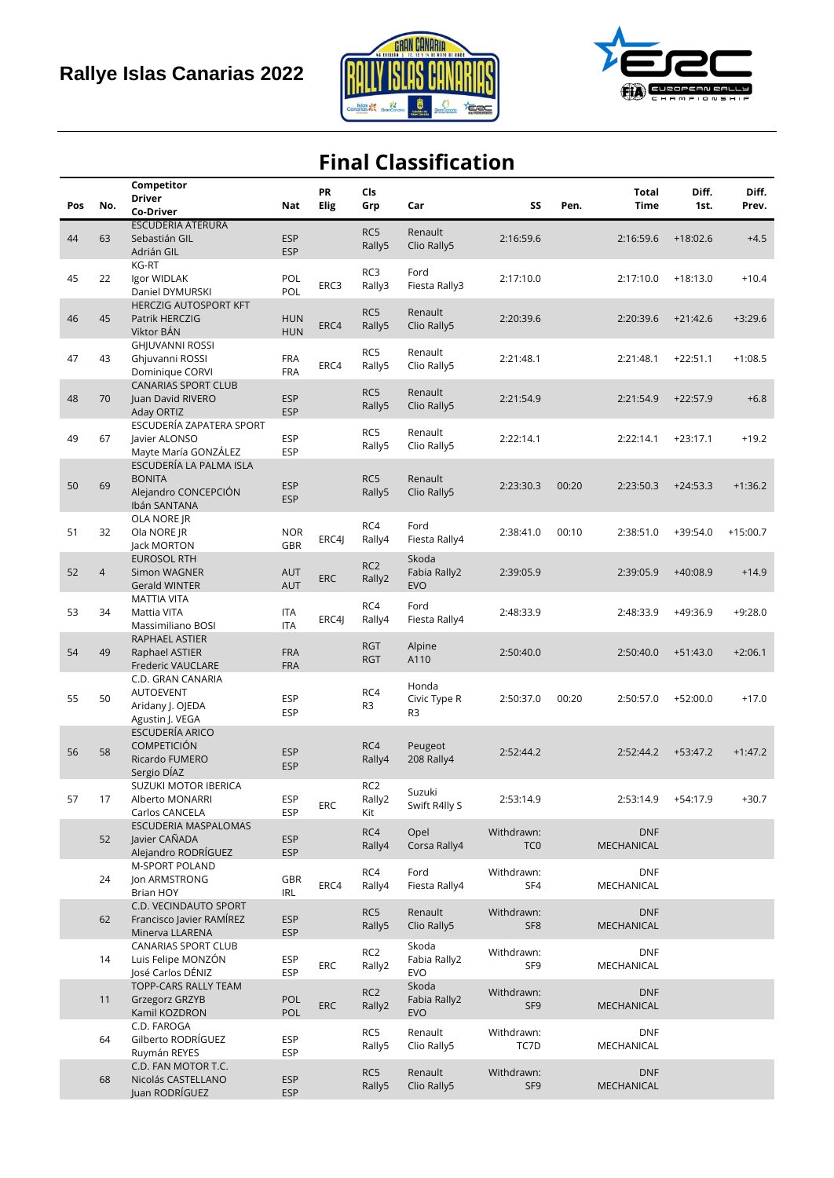**Rallye Islas Canarias 2022**

# Final Classification

| Pos | No. | Competitor<br>Driver<br>Co-Driver | Nat | PR Elig | Cls Grp | Car | SS | Pen. | Total Time | Diff. 1st. | Diff. Prev. |
|---|---|---|---|---|---|---|---|---|---|---|---|
| 44 | 63 | ESCUDERIA ATERURA<br>Sebastián GIL<br>Adrián GIL | ESP<br>ESP | | RC5<br>Rally5 | Renault<br>Clio Rally5 | 2:16:59.6 | | 2:16:59.6 | +18:02.6 | +4.5 |
| 45 | 22 | KG-RT<br>Igor WIDLAK<br>Daniel DYMURSKI | POL<br>POL | ERC3 | RC3<br>Rally3 | Ford<br>Fiesta Rally3 | 2:17:10.0 | | 2:17:10.0 | +18:13.0 | +10.4 |
| 46 | 45 | HERCZIG AUTOSPORT KFT<br>Patrik HERCZIG<br>Viktor BÁN | HUN<br>HUN | ERC4 | RC5<br>Rally5 | Renault<br>Clio Rally5 | 2:20:39.6 | | 2:20:39.6 | +21:42.6 | +3:29.6 |
| 47 | 43 | GHJUVANNI ROSSI<br>Ghjuvanni ROSSI<br>Dominique CORVI | FRA<br>FRA | ERC4 | RC5<br>Rally5 | Renault<br>Clio Rally5 | 2:21:48.1 | | 2:21:48.1 | +22:51.1 | +1:08.5 |
| 48 | 70 | CANARIAS SPORT CLUB<br>Juan David RIVERO<br>Aday ORTIZ | ESP<br>ESP | | RC5<br>Rally5 | Renault<br>Clio Rally5 | 2:21:54.9 | | 2:21:54.9 | +22:57.9 | +6.8 |
| 49 | 67 | ESCUDERÍA ZAPATERA SPORT<br>Javier ALONSO<br>Mayte María GONZÁLEZ | ESP<br>ESP | | RC5<br>Rally5 | Renault<br>Clio Rally5 | 2:22:14.1 | | 2:22:14.1 | +23:17.1 | +19.2 |
| 50 | 69 | ESCUDERÍA LA PALMA ISLA BONITA<br>Alejandro CONCEPCIÓN<br>Ibán SANTANA | ESP<br>ESP | | RC5<br>Rally5 | Renault<br>Clio Rally5 | 2:23:30.3 | 00:20 | 2:23:50.3 | +24:53.3 | +1:36.2 |
| 51 | 32 | OLA NORE JR<br>Ola NORE JR<br>Jack MORTON | NOR<br>GBR | ERC4J | RC4<br>Rally4 | Ford<br>Fiesta Rally4 | 2:38:41.0 | 00:10 | 2:38:51.0 | +39:54.0 | +15:00.7 |
| 52 | 4 | EUROSOL RTH<br>Simon WAGNER<br>Gerald WINTER | AUT<br>AUT | ERC | RC2<br>Rally2 | Skoda<br>Fabia Rally2 EVO | 2:39:05.9 | | 2:39:05.9 | +40:08.9 | +14.9 |
| 53 | 34 | MATTIA VITA<br>Mattia VITA<br>Massimiliano BOSI | ITA<br>ITA | ERC4J | RC4<br>Rally4 | Ford<br>Fiesta Rally4 | 2:48:33.9 | | 2:48:33.9 | +49:36.9 | +9:28.0 |
| 54 | 49 | RAPHAEL ASTIER<br>Raphael ASTIER<br>Frederic VAUCLARE | FRA<br>FRA | | RGT<br>RGT | Alpine<br>A110 | 2:50:40.0 | | 2:50:40.0 | +51:43.0 | +2:06.1 |
| 55 | 50 | C.D. GRAN CANARIA AUTOEVENT<br>Aridany J. OJEDA<br>Agustin J. VEGA | ESP<br>ESP | | RC4<br>R3 | Honda<br>Civic Type R R3 | 2:50:37.0 | 00:20 | 2:50:57.0 | +52:00.0 | +17.0 |
| 56 | 58 | ESCUDERÍA ARICO COMPETICIÓN<br>Ricardo FUMERO<br>Sergio DÍAZ | ESP<br>ESP | | RC4<br>Rally4 | Peugeot<br>208 Rally4 | 2:52:44.2 | | 2:52:44.2 | +53:47.2 | +1:47.2 |
| 57 | 17 | SUZUKI MOTOR IBERICA<br>Alberto MONARRI<br>Carlos CANCELA | ESP<br>ESP | ERC | RC2<br>Rally2 Kit | Suzuki<br>Swift R4lly S | 2:53:14.9 | | 2:53:14.9 | +54:17.9 | +30.7 |
| | 52 | ESCUDERIA MASPALOMAS<br>Javier CAÑADA<br>Alejandro RODRÍGUEZ | ESP<br>ESP | | RC4<br>Rally4 | Opel<br>Corsa Rally4 | Withdrawn: TC0 | | DNF MECHANICAL | | |
| | 24 | M-SPORT POLAND<br>Jon ARMSTRONG<br>Brian HOY | GBR<br>IRL | ERC4 | RC4<br>Rally4 | Ford<br>Fiesta Rally4 | Withdrawn: SF4 | | DNF MECHANICAL | | |
| | 62 | C.D. VECINDAUTO SPORT<br>Francisco Javier RAMÍREZ<br>Minerva LLARENA | ESP<br>ESP | | RC5<br>Rally5 | Renault<br>Clio Rally5 | Withdrawn: SF8 | | DNF MECHANICAL | | |
| | 14 | CANARIAS SPORT CLUB<br>Luis Felipe MONZÓN<br>José Carlos DÉNIZ | ESP<br>ESP | ERC | RC2<br>Rally2 | Skoda<br>Fabia Rally2 EVO | Withdrawn: SF9 | | DNF MECHANICAL | | |
| | 11 | TOPP-CARS RALLY TEAM<br>Grzegorz GRZYB<br>Kamil KOZDRON | POL<br>POL | ERC | RC2<br>Rally2 | Skoda<br>Fabia Rally2 EVO | Withdrawn: SF9 | | DNF MECHANICAL | | |
| | 64 | C.D. FAROGA<br>Gilberto RODRÍGUEZ<br>Ruymán REYES | ESP<br>ESP | | RC5<br>Rally5 | Renault<br>Clio Rally5 | Withdrawn: TC7D | | DNF MECHANICAL | | |
| | 68 | C.D. FAN MOTOR T.C.<br>Nicolás CASTELLANO<br>Juan RODRÍGUEZ | ESP<br>ESP | | RC5<br>Rally5 | Renault<br>Clio Rally5 | Withdrawn: SF9 | | DNF MECHANICAL | | |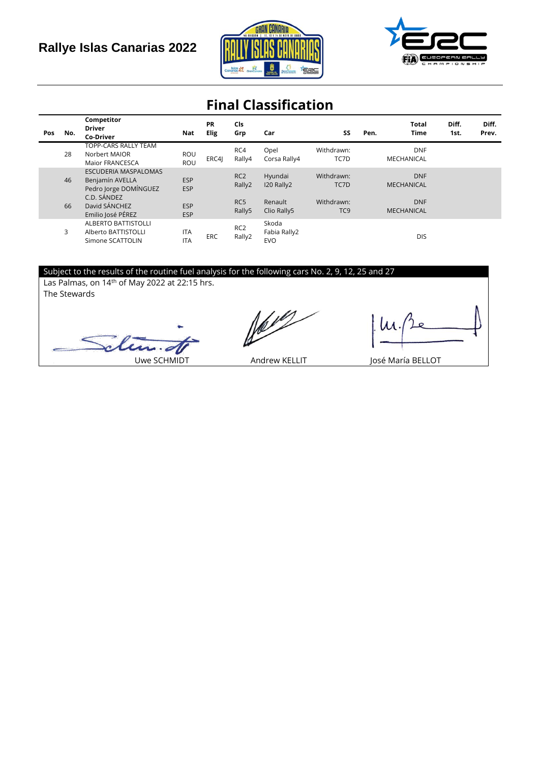Rallye Islas Canarias 2022

# Final Classification

| Pos | No. | Competitor<br>Driver<br>Co-Driver | Nat | PR Elig | Cls Grp | Car | SS | Pen. | Total Time | Diff. 1st. | Diff. Prev. |
|---|---|---|---|---|---|---|---|---|---|---|---|
| | 28 | TOPP-CARS RALLY TEAM<br>Norbert MAIOR<br>Maior FRANCESCA | ROU<br>ROU | ERC4J | RC4<br>Rally4 | Opel<br>Corsa Rally4 | Withdrawn:<br>TC7D | | DNF<br>MECHANICAL | | |
| | 46 | ESCUDERIA MASPALOMAS<br>Benjamín AVELLA<br>Pedro Jorge DOMÍNGUEZ | ESP<br>ESP | | RC2<br>Rally2 | Hyundai<br>I20 Rally2 | Withdrawn:<br>TC7D | | DNF<br>MECHANICAL | | |
| | 66 | C.D. SÁNDEZ<br>David SÁNCHEZ<br>Emilio José PÉREZ | ESP<br>ESP | | RC5<br>Rally5 | Renault<br>Clio Rally5 | Withdrawn:<br>TC9 | | DNF<br>MECHANICAL | | |
| | 3 | ALBERTO BATTISTOLLI<br>Alberto BATTISTOLLI<br>Simone SCATTOLIN | ITA<br>ITA | ERC | RC2<br>Rally2 | Skoda<br>Fabia Rally2<br>EVO | | | DIS | | |

Subject to the results of the routine fuel analysis for the following cars No. 2, 9, 12, 25 and 27

Las Palmas, on 14th of May 2022 at 22:15 hrs.

The Stewards

Uwe SCHMIDT | Andrew KELLIT | José María BELLOT